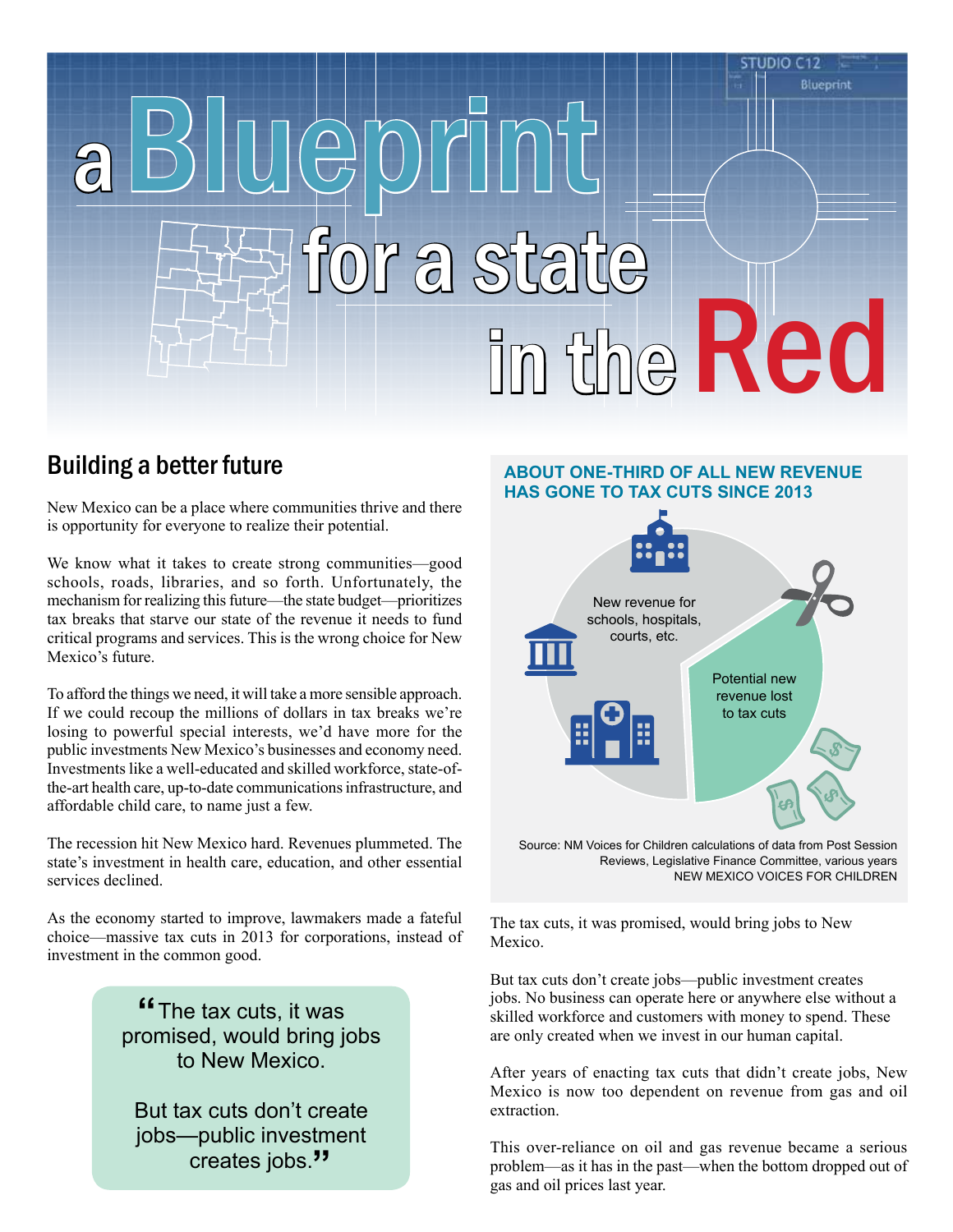# a Blueprint for a state in the Red

## Building a better future

New Mexico can be a place where communities thrive and there is opportunity for everyone to realize their potential.

We know what it takes to create strong communities—good schools, roads, libraries, and so forth. Unfortunately, the mechanism for realizing this future—the state budget—prioritizes tax breaks that starve our state of the revenue it needs to fund critical programs and services. This is the wrong choice for New Mexico's future.

To afford the things we need, it will take a more sensible approach. If we could recoup the millions of dollars in tax breaks we're losing to powerful special interests, we'd have more for the public investments New Mexico's businesses and economy need. Investments like a well-educated and skilled workforce, state-of-the-art health care, up-to-date communications infrastructure, and affordable child care, to name just a few.

The recession hit New Mexico hard. Revenues plummeted. The state's investment in health care, education, and other essential services declined.

As the economy started to improve, lawmakers made a fateful choice—massive tax cuts in 2013 for corporations, instead of investment in the common good.

> "The tax cuts, it was promised, would bring jobs to New Mexico.
>
> But tax cuts don't create jobs—public investment creates jobs."

**ABOUT ONE-THIRD OF ALL NEW REVENUE HAS GONE TO TAX CUTS SINCE 2013**

New revenue for schools, hospitals, courts, etc.

Potential new revenue lost to tax cuts

Source: NM Voices for Children calculations of data from Post Session Reviews, Legislative Finance Committee, various years
NEW MEXICO VOICES FOR CHILDREN

The tax cuts, it was promised, would bring jobs to New Mexico.

But tax cuts don't create jobs—public investment creates jobs. No business can operate here or anywhere else without a skilled workforce and customers with money to spend. These are only created when we invest in our human capital.

After years of enacting tax cuts that didn't create jobs, New Mexico is now too dependent on revenue from gas and oil extraction.

This over-reliance on oil and gas revenue became a serious problem—as it has in the past—when the bottom dropped out of gas and oil prices last year.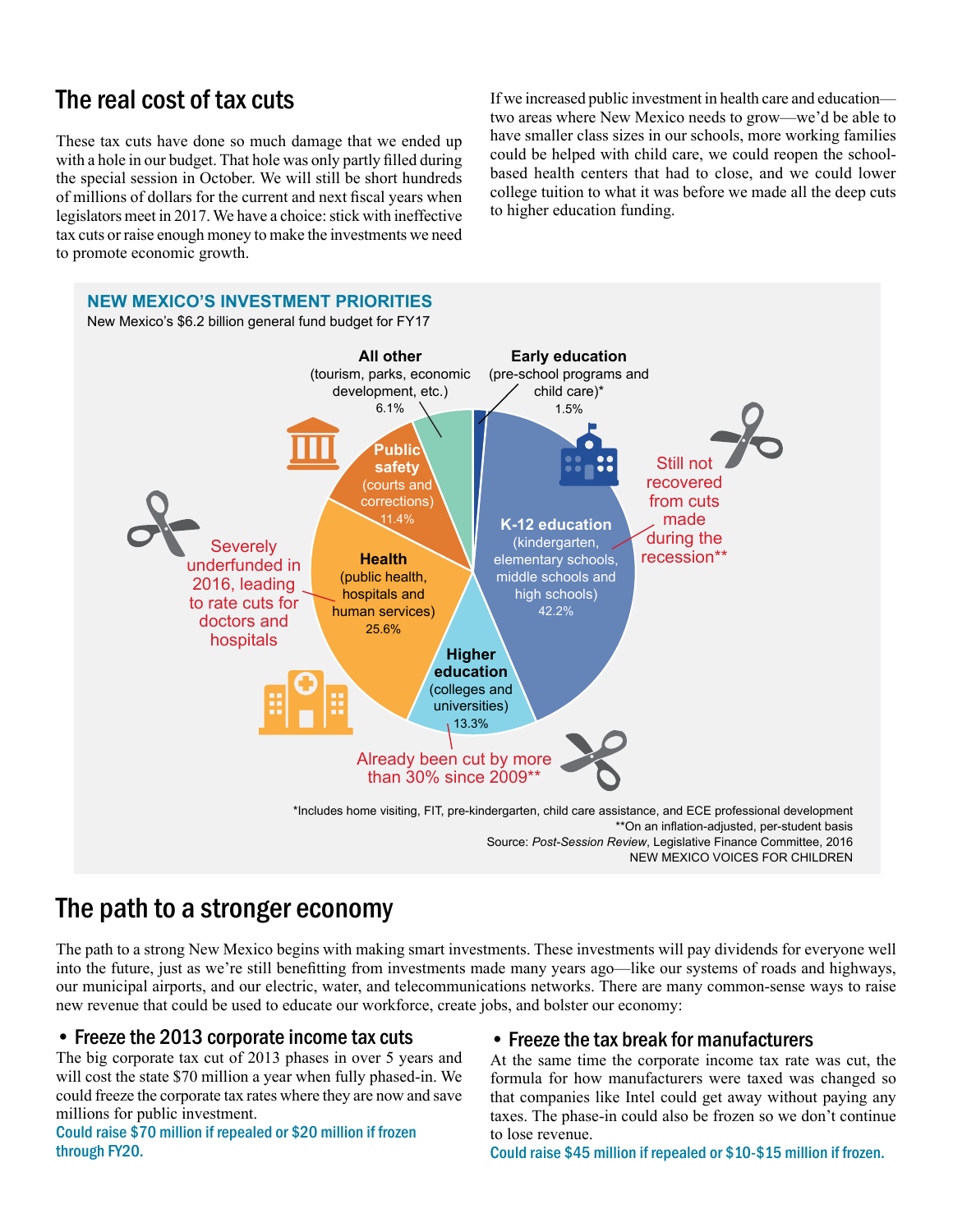## The real cost of tax cuts

These tax cuts have done so much damage that we ended up with a hole in our budget. That hole was only partly filled during the special session in October. We will still be short hundreds of millions of dollars for the current and next fiscal years when legislators meet in 2017. We have a choice: stick with ineffective tax cuts or raise enough money to make the investments we need to promote economic growth.

If we increased public investment in health care and education—two areas where New Mexico needs to grow—we'd be able to have smaller class sizes in our schools, more working families could be helped with child care, we could reopen the school-based health centers that had to close, and we could lower college tuition to what it was before we made all the deep cuts to higher education funding.

### NEW MEXICO'S INVESTMENT PRIORITIES

New Mexico's $6.2 billion general fund budget for FY17

- **K-12 education** (kindergarten, elementary schools, middle schools and high schools) 42.2% — Still not recovered from cuts made during the recession**
- **Health** (public health, hospitals and human services) 25.6% — Severely underfunded in 2016, leading to rate cuts for doctors and hospitals
- **Higher education** (colleges and universities) 13.3% — Already been cut by more than 30% since 2009**
- **Public safety** (courts and corrections) 11.4%
- **All other** (tourism, parks, economic development, etc.) 6.1%
- **Early education** (pre-school programs and child care)* 1.5%

*Includes home visiting, FIT, pre-kindergarten, child care assistance, and ECE professional development

**On an inflation-adjusted, per-student basis

Source: *Post-Session Review*, Legislative Finance Committee, 2016

NEW MEXICO VOICES FOR CHILDREN

## The path to a stronger economy

The path to a strong New Mexico begins with making smart investments. These investments will pay dividends for everyone well into the future, just as we're still benefitting from investments made many years ago—like our systems of roads and highways, our municipal airports, and our electric, water, and telecommunications networks. There are many common-sense ways to raise new revenue that could be used to educate our workforce, create jobs, and bolster our economy:

### • Freeze the 2013 corporate income tax cuts

The big corporate tax cut of 2013 phases in over 5 years and will cost the state $70 million a year when fully phased-in. We could freeze the corporate tax rates where they are now and save millions for public investment.

Could raise $70 million if repealed or $20 million if frozen through FY20.

### • Freeze the tax break for manufacturers

At the same time the corporate income tax rate was cut, the formula for how manufacturers were taxed was changed so that companies like Intel could get away without paying any taxes. The phase-in could also be frozen so we don't continue to lose revenue.

Could raise $45 million if repealed or $10-$15 million if frozen.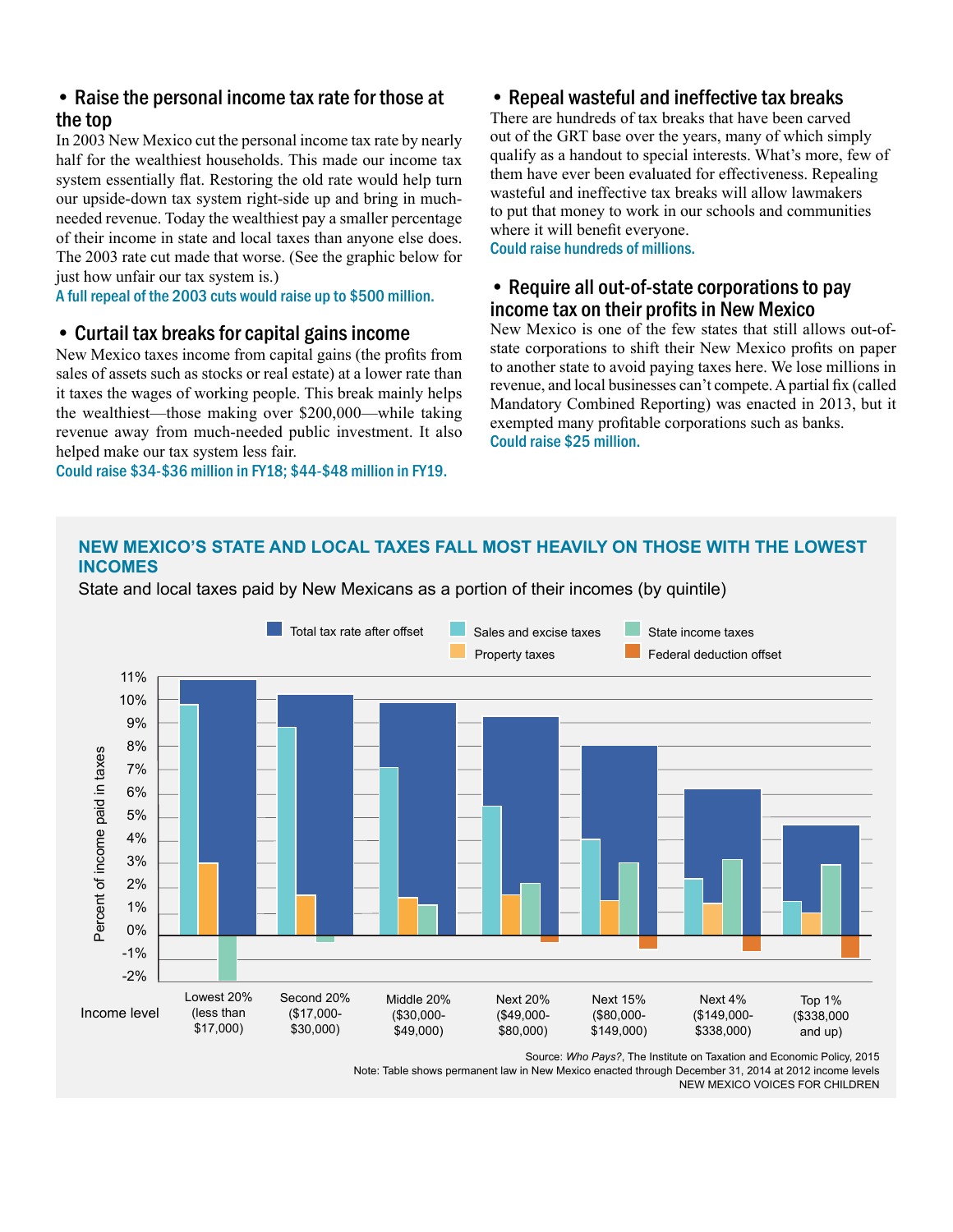## • Raise the personal income tax rate for those at the top

In 2003 New Mexico cut the personal income tax rate by nearly half for the wealthiest households. This made our income tax system essentially flat. Restoring the old rate would help turn our upside-down tax system right-side up and bring in much-needed revenue. Today the wealthiest pay a smaller percentage of their income in state and local taxes than anyone else does. The 2003 rate cut made that worse. (See the graphic below for just how unfair our tax system is.)

**A full repeal of the 2003 cuts would raise up to $500 million.**

## • Curtail tax breaks for capital gains income

New Mexico taxes income from capital gains (the profits from sales of assets such as stocks or real estate) at a lower rate than it taxes the wages of working people. This break mainly helps the wealthiest—those making over $200,000—while taking revenue away from much-needed public investment. It also helped make our tax system less fair.

**Could raise $34-$36 million in FY18; $44-$48 million in FY19.**

## • Repeal wasteful and ineffective tax breaks

There are hundreds of tax breaks that have been carved out of the GRT base over the years, many of which simply qualify as a handout to special interests. What's more, few of them have ever been evaluated for effectiveness. Repealing wasteful and ineffective tax breaks will allow lawmakers to put that money to work in our schools and communities where it will benefit everyone.

**Could raise hundreds of millions.**

## • Require all out-of-state corporations to pay income tax on their profits in New Mexico

New Mexico is one of the few states that still allows out-of-state corporations to shift their New Mexico profits on paper to another state to avoid paying taxes here. We lose millions in revenue, and local businesses can't compete. A partial fix (called Mandatory Combined Reporting) was enacted in 2013, but it exempted many profitable corporations such as banks.

**Could raise $25 million.**

### NEW MEXICO'S STATE AND LOCAL TAXES FALL MOST HEAVILY ON THOSE WITH THE LOWEST INCOMES

State and local taxes paid by New Mexicans as a portion of their incomes (by quintile)

Legend: Total tax rate after offset; Sales and excise taxes; State income taxes; Property taxes; Federal deduction offset

Y-axis: Percent of income paid in taxes (-2% to 11%)

| Income level | Lowest 20% (less than $17,000) | Second 20% ($17,000-$30,000) | Middle 20% ($30,000-$49,000) | Next 20% ($49,000-$80,000) | Next 15% ($80,000-$149,000) | Next 4% ($149,000-$338,000) | Top 1% ($338,000 and up) |
|---|---|---|---|---|---|---|---|

Source: *Who Pays?*, The Institute on Taxation and Economic Policy, 2015
Note: Table shows permanent law in New Mexico enacted through December 31, 2014 at 2012 income levels
NEW MEXICO VOICES FOR CHILDREN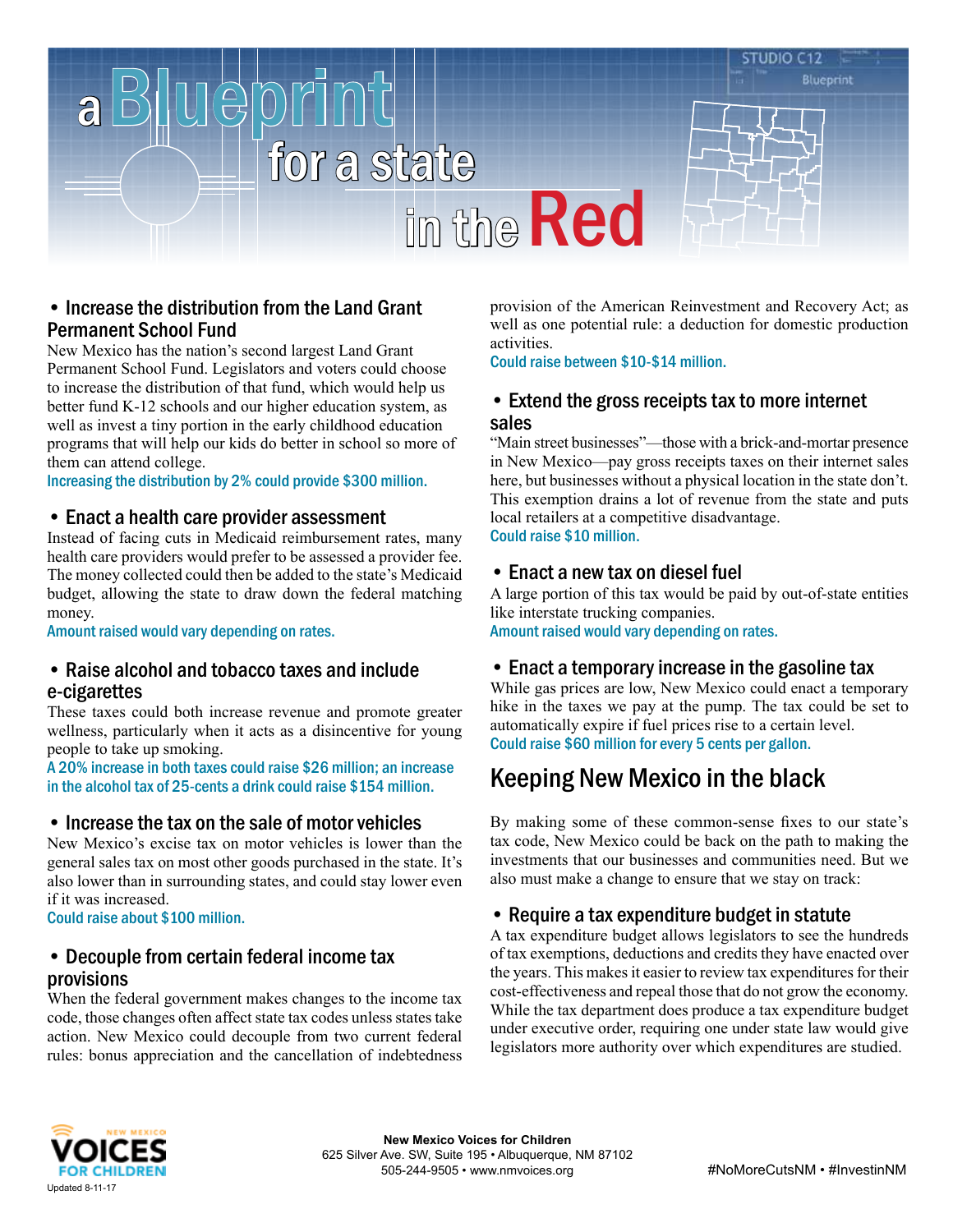# a Blueprint for a state in the Red

- **Increase the distribution from the Land Grant Permanent School Fund**

New Mexico has the nation's second largest Land Grant Permanent School Fund. Legislators and voters could choose to increase the distribution of that fund, which would help us better fund K-12 schools and our higher education system, as well as invest a tiny portion in the early childhood education programs that will help our kids do better in school so more of them can attend college.

Increasing the distribution by 2% could provide $300 million.

- **Enact a health care provider assessment**

Instead of facing cuts in Medicaid reimbursement rates, many health care providers would prefer to be assessed a provider fee. The money collected could then be added to the state's Medicaid budget, allowing the state to draw down the federal matching money.

Amount raised would vary depending on rates.

- **Raise alcohol and tobacco taxes and include e-cigarettes**

These taxes could both increase revenue and promote greater wellness, particularly when it acts as a disincentive for young people to take up smoking.

A 20% increase in both taxes could raise $26 million; an increase in the alcohol tax of 25-cents a drink could raise $154 million.

- **Increase the tax on the sale of motor vehicles**

New Mexico's excise tax on motor vehicles is lower than the general sales tax on most other goods purchased in the state. It's also lower than in surrounding states, and could stay lower even if it was increased.

Could raise about $100 million.

- **Decouple from certain federal income tax provisions**

When the federal government makes changes to the income tax code, those changes often affect state tax codes unless states take action. New Mexico could decouple from two current federal rules: bonus appreciation and the cancellation of indebtedness provision of the American Reinvestment and Recovery Act; as well as one potential rule: a deduction for domestic production activities.

Could raise between $10-$14 million.

- **Extend the gross receipts tax to more internet sales**

"Main street businesses"—those with a brick-and-mortar presence in New Mexico—pay gross receipts taxes on their internet sales here, but businesses without a physical location in the state don't. This exemption drains a lot of revenue from the state and puts local retailers at a competitive disadvantage.

Could raise $10 million.

- **Enact a new tax on diesel fuel**

A large portion of this tax would be paid by out-of-state entities like interstate trucking companies.

Amount raised would vary depending on rates.

- **Enact a temporary increase in the gasoline tax**

While gas prices are low, New Mexico could enact a temporary hike in the taxes we pay at the pump. The tax could be set to automatically expire if fuel prices rise to a certain level.

Could raise $60 million for every 5 cents per gallon.

## Keeping New Mexico in the black

By making some of these common-sense fixes to our state's tax code, New Mexico could be back on the path to making the investments that our businesses and communities need. But we also must make a change to ensure that we stay on track:

- **Require a tax expenditure budget in statute**

A tax expenditure budget allows legislators to see the hundreds of tax exemptions, deductions and credits they have enacted over the years. This makes it easier to review tax expenditures for their cost-effectiveness and repeal those that do not grow the economy. While the tax department does produce a tax expenditure budget under executive order, requiring one under state law would give legislators more authority over which expenditures are studied.

New Mexico Voices for Children
625 Silver Ave. SW, Suite 195 • Albuquerque, NM 87102
505-244-9505 • www.nmvoices.org

Updated 8-11-17

#NoMoreCutsNM • #InvestinNM